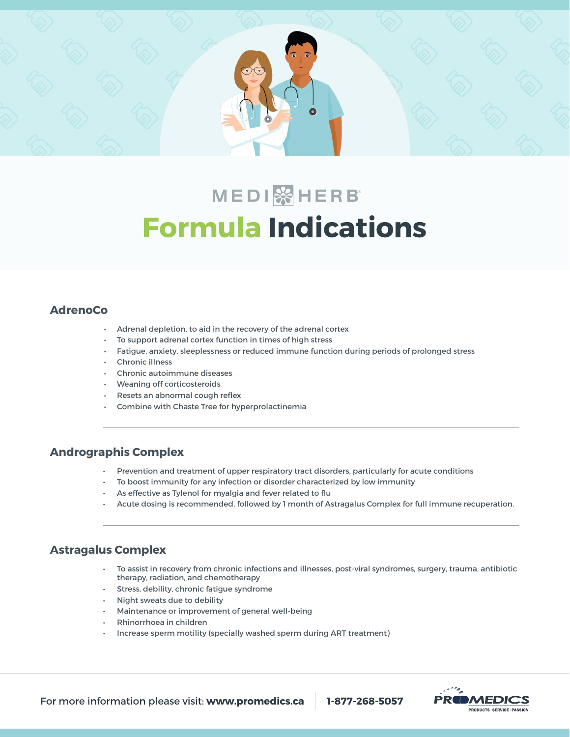# MEDIHERB

# Formula Indications

## AdrenoCo

- Adrenal depletion, to aid in the recovery of the adrenal cortex
- To support adrenal cortex function in times of high stress
- Fatigue, anxiety, sleeplessness or reduced immune function during periods of prolonged stress
- Chronic illness
- Chronic autoimmune diseases
- Weaning off corticosteroids
- Resets an abnormal cough reflex
- Combine with Chaste Tree for hyperprolactinemia

## Andrographis Complex

- Prevention and treatment of upper respiratory tract disorders, particularly for acute conditions
- To boost immunity for any infection or disorder characterized by low immunity
- As effective as Tylenol for myalgia and fever related to flu
- Acute dosing is recommended, followed by 1 month of Astragalus Complex for full immune recuperation.

## Astragalus Complex

- To assist in recovery from chronic infections and illnesses, post-viral syndromes, surgery, trauma, antibiotic therapy, radiation, and chemotherapy
- Stress, debility, chronic fatigue syndrome
- Night sweats due to debility
- Maintenance or improvement of general well-being
- Rhinorrhoea in children
- Increase sperm motility (specially washed sperm during ART treatment)

For more information please visit: **www.promedics.ca** **1-877-268-5057**

PROMEDICS
PRODUCTS · SERVICE · PASSION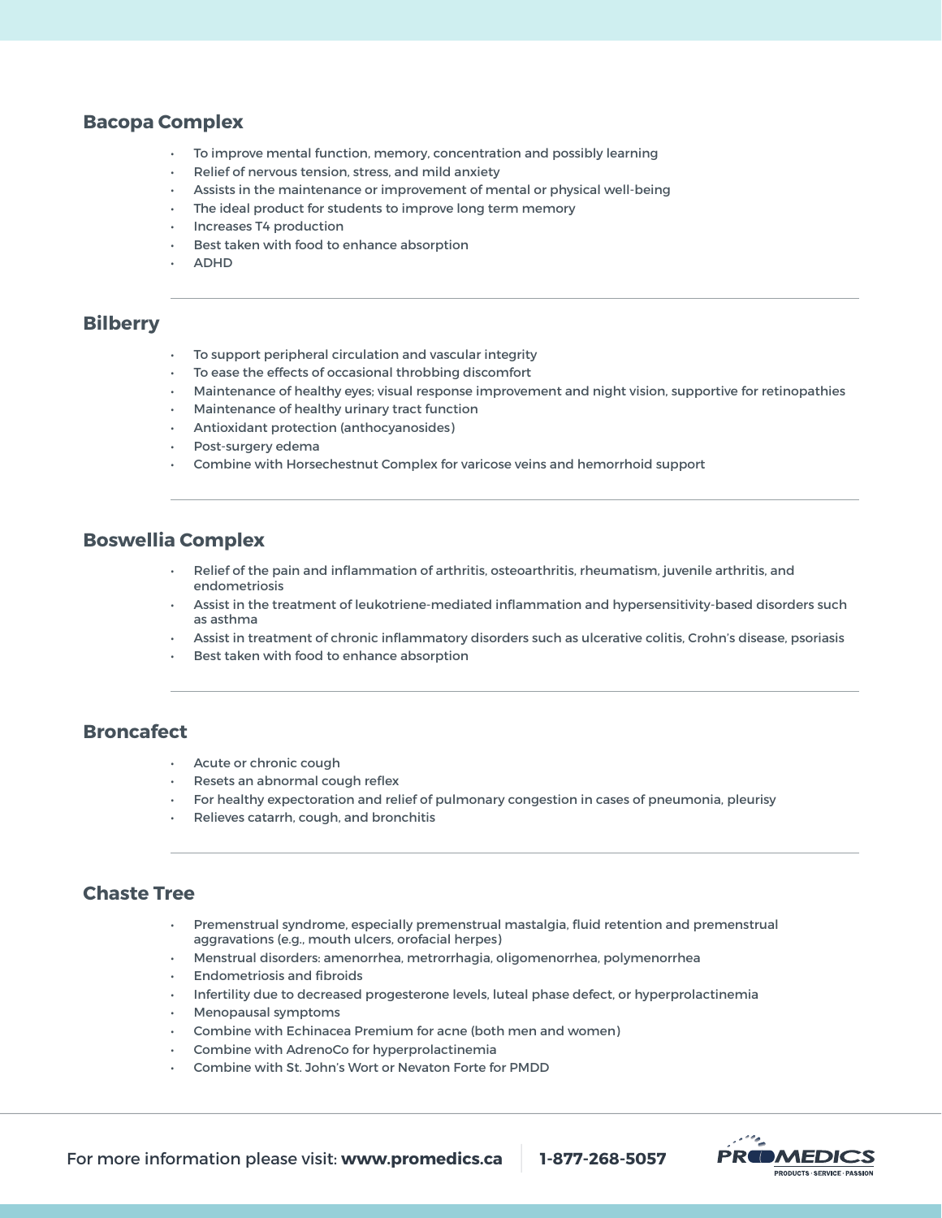## Bacopa Complex

- To improve mental function, memory, concentration and possibly learning
- Relief of nervous tension, stress, and mild anxiety
- Assists in the maintenance or improvement of mental or physical well-being
- The ideal product for students to improve long term memory
- Increases T4 production
- Best taken with food to enhance absorption
- ADHD

## Bilberry

- To support peripheral circulation and vascular integrity
- To ease the effects of occasional throbbing discomfort
- Maintenance of healthy eyes; visual response improvement and night vision, supportive for retinopathies
- Maintenance of healthy urinary tract function
- Antioxidant protection (anthocyanosides)
- Post-surgery edema
- Combine with Horsechestnut Complex for varicose veins and hemorrhoid support

## Boswellia Complex

- Relief of the pain and inflammation of arthritis, osteoarthritis, rheumatism, juvenile arthritis, and endometriosis
- Assist in the treatment of leukotriene-mediated inflammation and hypersensitivity-based disorders such as asthma
- Assist in treatment of chronic inflammatory disorders such as ulcerative colitis, Crohn's disease, psoriasis
- Best taken with food to enhance absorption

## Broncafect

- Acute or chronic cough
- Resets an abnormal cough reflex
- For healthy expectoration and relief of pulmonary congestion in cases of pneumonia, pleurisy
- Relieves catarrh, cough, and bronchitis

## Chaste Tree

- Premenstrual syndrome, especially premenstrual mastalgia, fluid retention and premenstrual aggravations (e.g., mouth ulcers, orofacial herpes)
- Menstrual disorders: amenorrhea, metrorrhagia, oligomenorrhea, polymenorrhea
- Endometriosis and fibroids
- Infertility due to decreased progesterone levels, luteal phase defect, or hyperprolactinemia
- Menopausal symptoms
- Combine with Echinacea Premium for acne (both men and women)
- Combine with AdrenoCo for hyperprolactinemia
- Combine with St. John's Wort or Nevaton Forte for PMDD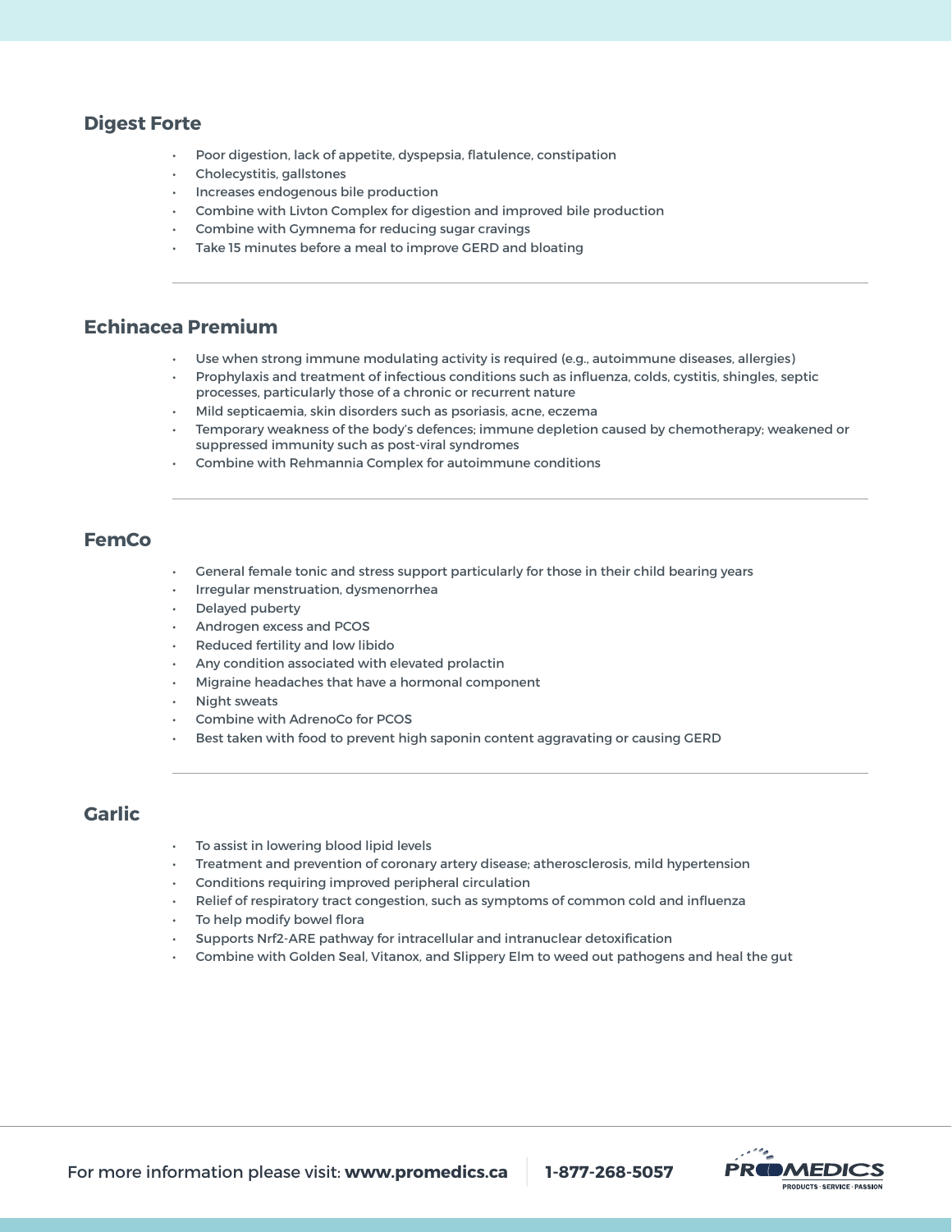## Digest Forte

- Poor digestion, lack of appetite, dyspepsia, flatulence, constipation
- Cholecystitis, gallstones
- Increases endogenous bile production
- Combine with Livton Complex for digestion and improved bile production
- Combine with Gymnema for reducing sugar cravings
- Take 15 minutes before a meal to improve GERD and bloating

---

## Echinacea Premium

- Use when strong immune modulating activity is required (e.g., autoimmune diseases, allergies)
- Prophylaxis and treatment of infectious conditions such as influenza, colds, cystitis, shingles, septic processes, particularly those of a chronic or recurrent nature
- Mild septicaemia, skin disorders such as psoriasis, acne, eczema
- Temporary weakness of the body's defences; immune depletion caused by chemotherapy; weakened or suppressed immunity such as post-viral syndromes
- Combine with Rehmannia Complex for autoimmune conditions

---

## FemCo

- General female tonic and stress support particularly for those in their child bearing years
- Irregular menstruation, dysmenorrhea
- Delayed puberty
- Androgen excess and PCOS
- Reduced fertility and low libido
- Any condition associated with elevated prolactin
- Migraine headaches that have a hormonal component
- Night sweats
- Combine with AdrenoCo for PCOS
- Best taken with food to prevent high saponin content aggravating or causing GERD

---

## Garlic

- To assist in lowering blood lipid levels
- Treatment and prevention of coronary artery disease; atherosclerosis, mild hypertension
- Conditions requiring improved peripheral circulation
- Relief of respiratory tract congestion, such as symptoms of common cold and influenza
- To help modify bowel flora
- Supports Nrf2-ARE pathway for intracellular and intranuclear detoxification
- Combine with Golden Seal, Vitanox, and Slippery Elm to weed out pathogens and heal the gut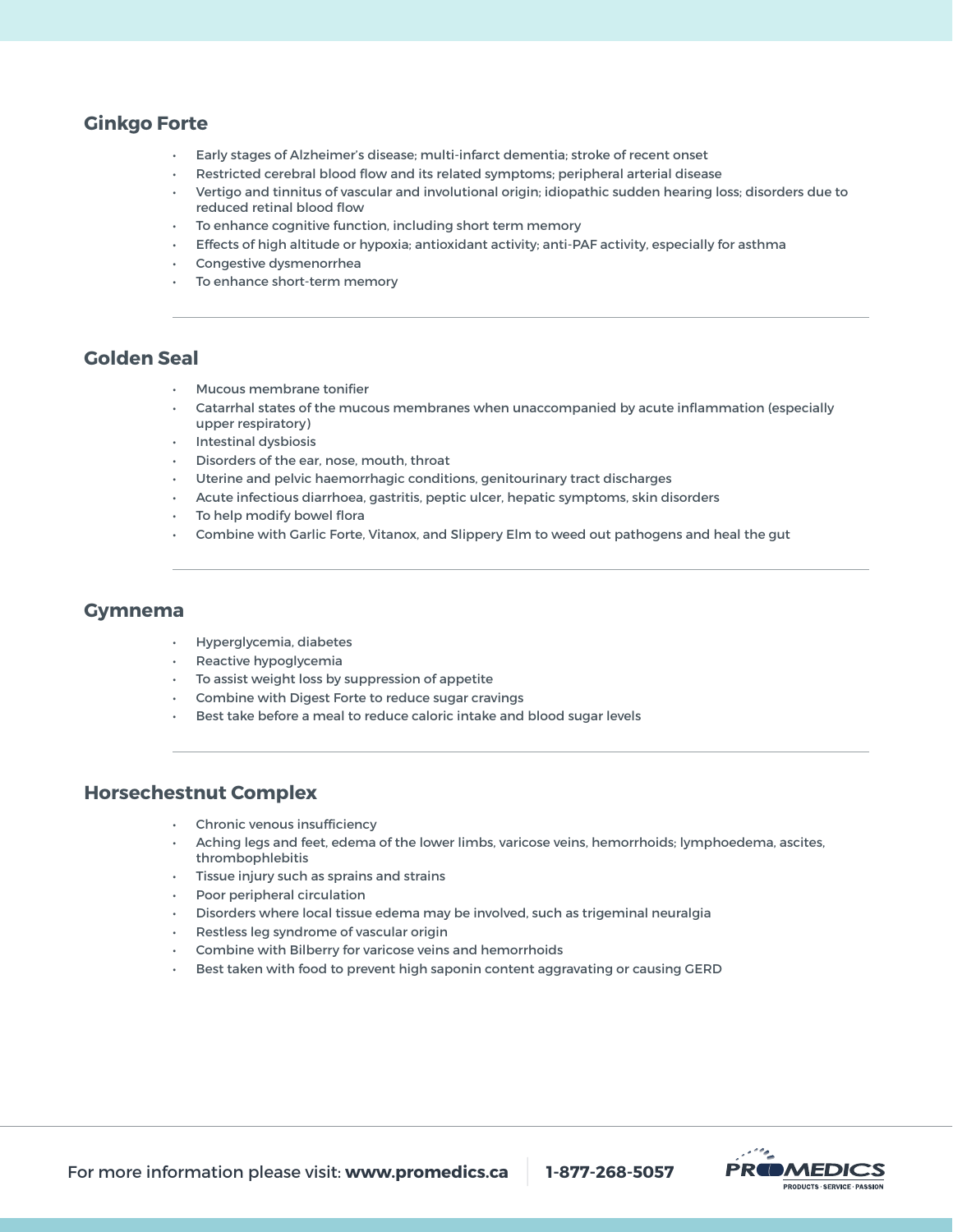## Ginkgo Forte

- Early stages of Alzheimer's disease; multi-infarct dementia; stroke of recent onset
- Restricted cerebral blood flow and its related symptoms; peripheral arterial disease
- Vertigo and tinnitus of vascular and involutional origin; idiopathic sudden hearing loss; disorders due to reduced retinal blood flow
- To enhance cognitive function, including short term memory
- Effects of high altitude or hypoxia; antioxidant activity; anti-PAF activity, especially for asthma
- Congestive dysmenorrhea
- To enhance short-term memory

---

## Golden Seal

- Mucous membrane tonifier
- Catarrhal states of the mucous membranes when unaccompanied by acute inflammation (especially upper respiratory)
- Intestinal dysbiosis
- Disorders of the ear, nose, mouth, throat
- Uterine and pelvic haemorrhagic conditions, genitourinary tract discharges
- Acute infectious diarrhoea, gastritis, peptic ulcer, hepatic symptoms, skin disorders
- To help modify bowel flora
- Combine with Garlic Forte, Vitanox, and Slippery Elm to weed out pathogens and heal the gut

---

## Gymnema

- Hyperglycemia, diabetes
- Reactive hypoglycemia
- To assist weight loss by suppression of appetite
- Combine with Digest Forte to reduce sugar cravings
- Best take before a meal to reduce caloric intake and blood sugar levels

---

## Horsechestnut Complex

- Chronic venous insufficiency
- Aching legs and feet, edema of the lower limbs, varicose veins, hemorrhoids; lymphoedema, ascites, thrombophlebitis
- Tissue injury such as sprains and strains
- Poor peripheral circulation
- Disorders where local tissue edema may be involved, such as trigeminal neuralgia
- Restless leg syndrome of vascular origin
- Combine with Bilberry for varicose veins and hemorrhoids
- Best taken with food to prevent high saponin content aggravating or causing GERD

For more information please visit: **www.promedics.ca** **1-877-268-5057**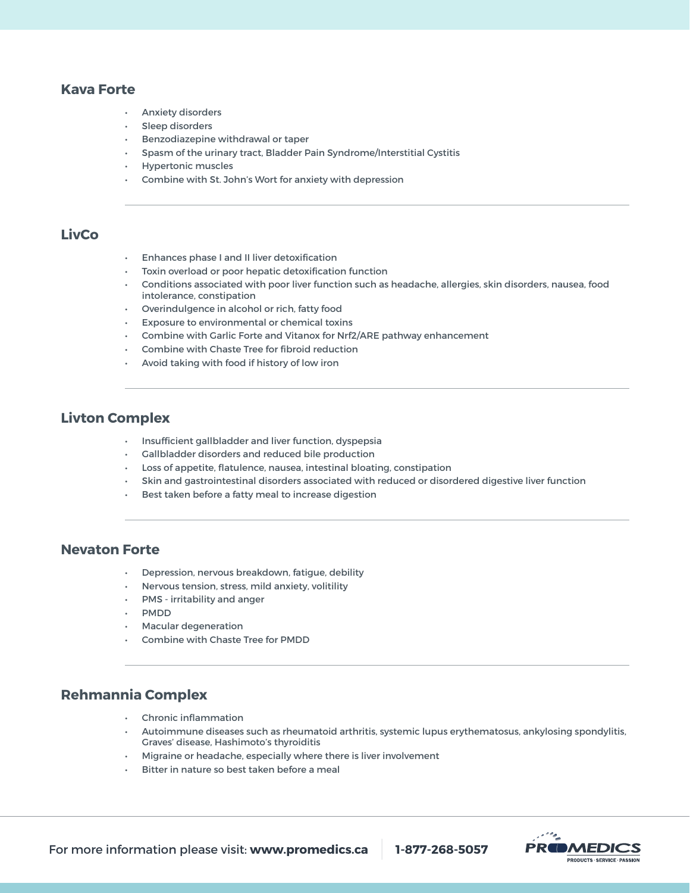## Kava Forte

- Anxiety disorders
- Sleep disorders
- Benzodiazepine withdrawal or taper
- Spasm of the urinary tract, Bladder Pain Syndrome/Interstitial Cystitis
- Hypertonic muscles
- Combine with St. John's Wort for anxiety with depression

## LivCo

- Enhances phase I and II liver detoxification
- Toxin overload or poor hepatic detoxification function
- Conditions associated with poor liver function such as headache, allergies, skin disorders, nausea, food intolerance, constipation
- Overindulgence in alcohol or rich, fatty food
- Exposure to environmental or chemical toxins
- Combine with Garlic Forte and Vitanox for Nrf2/ARE pathway enhancement
- Combine with Chaste Tree for fibroid reduction
- Avoid taking with food if history of low iron

## Livton Complex

- Insufficient gallbladder and liver function, dyspepsia
- Gallbladder disorders and reduced bile production
- Loss of appetite, flatulence, nausea, intestinal bloating, constipation
- Skin and gastrointestinal disorders associated with reduced or disordered digestive liver function
- Best taken before a fatty meal to increase digestion

## Nevaton Forte

- Depression, nervous breakdown, fatigue, debility
- Nervous tension, stress, mild anxiety, volitility
- PMS - irritability and anger
- PMDD
- Macular degeneration
- Combine with Chaste Tree for PMDD

## Rehmannia Complex

- Chronic inflammation
- Autoimmune diseases such as rheumatoid arthritis, systemic lupus erythematosus, ankylosing spondylitis, Graves' disease, Hashimoto's thyroiditis
- Migraine or headache, especially where there is liver involvement
- Bitter in nature so best taken before a meal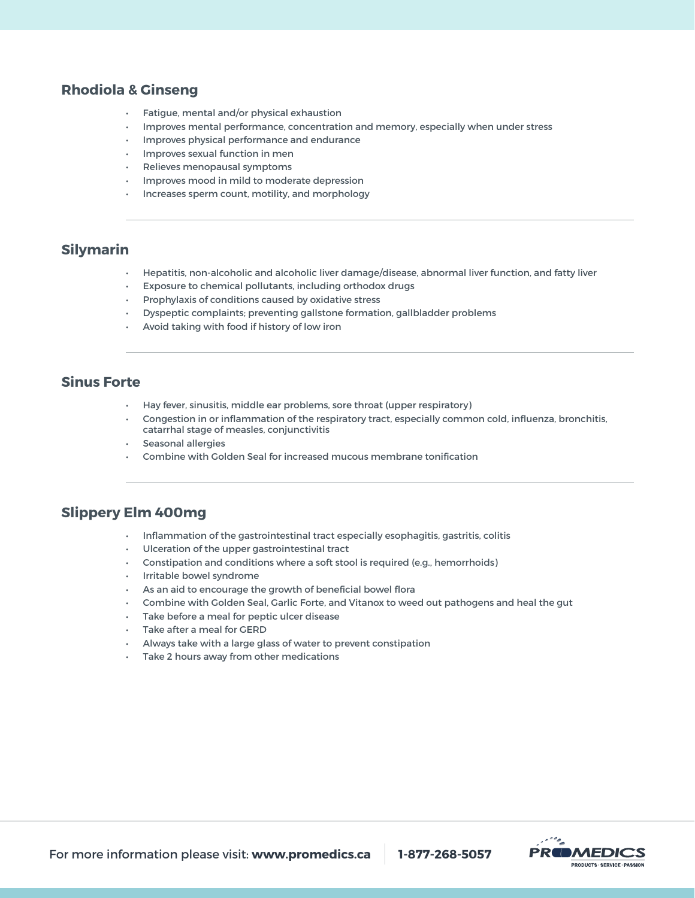## Rhodiola & Ginseng

- Fatigue, mental and/or physical exhaustion
- Improves mental performance, concentration and memory, especially when under stress
- Improves physical performance and endurance
- Improves sexual function in men
- Relieves menopausal symptoms
- Improves mood in mild to moderate depression
- Increases sperm count, motility, and morphology

---

## Silymarin

- Hepatitis, non-alcoholic and alcoholic liver damage/disease, abnormal liver function, and fatty liver
- Exposure to chemical pollutants, including orthodox drugs
- Prophylaxis of conditions caused by oxidative stress
- Dyspeptic complaints; preventing gallstone formation, gallbladder problems
- Avoid taking with food if history of low iron

---

## Sinus Forte

- Hay fever, sinusitis, middle ear problems, sore throat (upper respiratory)
- Congestion in or inflammation of the respiratory tract, especially common cold, influenza, bronchitis, catarrhal stage of measles, conjunctivitis
- Seasonal allergies
- Combine with Golden Seal for increased mucous membrane tonification

---

## Slippery Elm 400mg

- Inflammation of the gastrointestinal tract especially esophagitis, gastritis, colitis
- Ulceration of the upper gastrointestinal tract
- Constipation and conditions where a soft stool is required (e.g., hemorrhoids)
- Irritable bowel syndrome
- As an aid to encourage the growth of beneficial bowel flora
- Combine with Golden Seal, Garlic Forte, and Vitanox to weed out pathogens and heal the gut
- Take before a meal for peptic ulcer disease
- Take after a meal for GERD
- Always take with a large glass of water to prevent constipation
- Take 2 hours away from other medications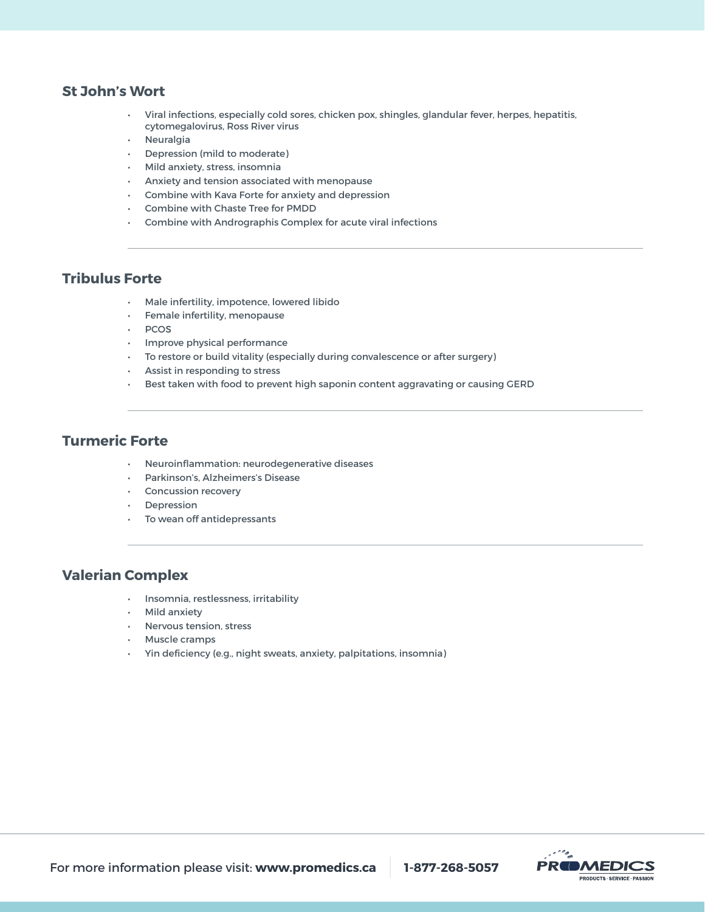## St John's Wort

- Viral infections, especially cold sores, chicken pox, shingles, glandular fever, herpes, hepatitis, cytomegalovirus, Ross River virus
- Neuralgia
- Depression (mild to moderate)
- Mild anxiety, stress, insomnia
- Anxiety and tension associated with menopause
- Combine with Kava Forte for anxiety and depression
- Combine with Chaste Tree for PMDD
- Combine with Andrographis Complex for acute viral infections

---

## Tribulus Forte

- Male infertility, impotence, lowered libido
- Female infertility, menopause
- PCOS
- Improve physical performance
- To restore or build vitality (especially during convalescence or after surgery)
- Assist in responding to stress
- Best taken with food to prevent high saponin content aggravating or causing GERD

---

## Turmeric Forte

- Neuroinflammation: neurodegenerative diseases
- Parkinson's, Alzheimers's Disease
- Concussion recovery
- Depression
- To wean off antidepressants

---

## Valerian Complex

- Insomnia, restlessness, irritability
- Mild anxiety
- Nervous tension, stress
- Muscle cramps
- Yin deficiency (e.g., night sweats, anxiety, palpitations, insomnia)

For more information please visit: **www.promedics.ca** | **1-877-268-5057**

PROMEDICS
PRODUCTS · SERVICE · PASSION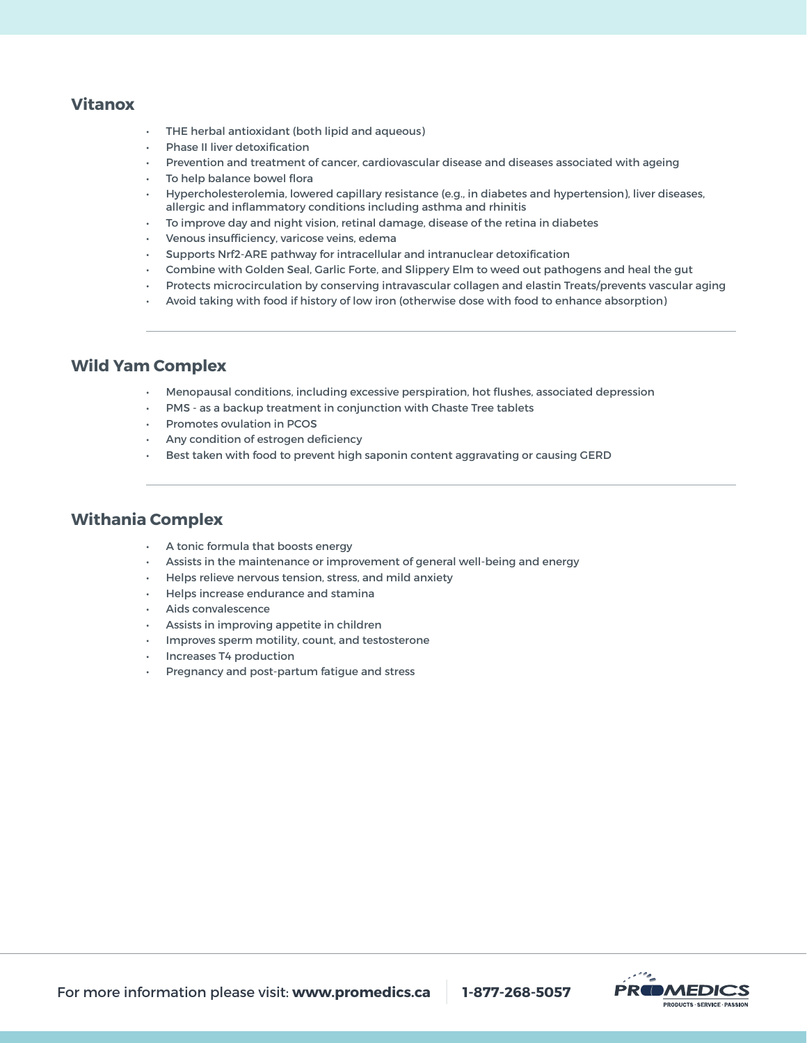## Vitanox

- THE herbal antioxidant (both lipid and aqueous)
- Phase II liver detoxification
- Prevention and treatment of cancer, cardiovascular disease and diseases associated with ageing
- To help balance bowel flora
- Hypercholesterolemia, lowered capillary resistance (e.g., in diabetes and hypertension), liver diseases, allergic and inflammatory conditions including asthma and rhinitis
- To improve day and night vision, retinal damage, disease of the retina in diabetes
- Venous insufficiency, varicose veins, edema
- Supports Nrf2-ARE pathway for intracellular and intranuclear detoxification
- Combine with Golden Seal, Garlic Forte, and Slippery Elm to weed out pathogens and heal the gut
- Protects microcirculation by conserving intravascular collagen and elastin Treats/prevents vascular aging
- Avoid taking with food if history of low iron (otherwise dose with food to enhance absorption)

---

## Wild Yam Complex

- Menopausal conditions, including excessive perspiration, hot flushes, associated depression
- PMS - as a backup treatment in conjunction with Chaste Tree tablets
- Promotes ovulation in PCOS
- Any condition of estrogen deficiency
- Best taken with food to prevent high saponin content aggravating or causing GERD

---

## Withania Complex

- A tonic formula that boosts energy
- Assists in the maintenance or improvement of general well-being and energy
- Helps relieve nervous tension, stress, and mild anxiety
- Helps increase endurance and stamina
- Aids convalescence
- Assists in improving appetite in children
- Improves sperm motility, count, and testosterone
- Increases T4 production
- Pregnancy and post-partum fatigue and stress

For more information please visit: **www.promedics.ca** **1-877-268-5057**